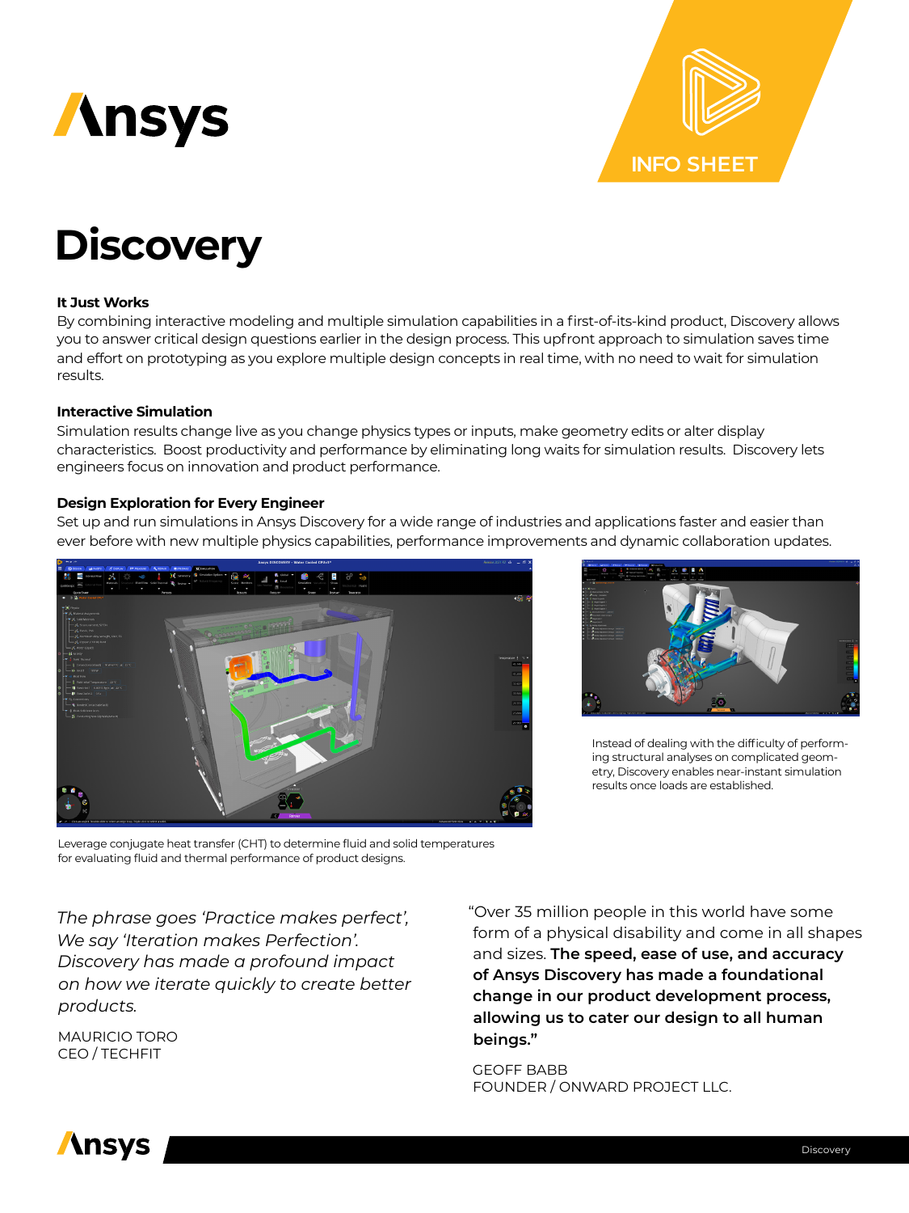INFO SHEET

# Discovery

### It Just Works

By combining interactive modeling and multiple simulation capabilities in a first-of-its-kind product, Discovery allows you to answer critical design questions earlier in the design process. This upfront approach to simulation saves time and effort on prototyping as you explore multiple design concepts in real time, with no need to wait for simulation results.

### Interactive Simulation

Simulation results change live as you change physics types or inputs, make geometry edits or alter display characteristics. Boost productivity and performance by eliminating long waits for simulation results. Discovery lets engineers focus on innovation and product performance.

### Design Exploration for Every Engineer

Set up and run simulations in Ansys Discovery for a wide range of industries and applications faster and easier than ever before with new multiple physics capabilities, performance improvements and dynamic collaboration updates.

Leverage conjugate heat transfer (CHT) to determine fluid and solid temperatures for evaluating fluid and thermal performance of product designs.

Instead of dealing with the difficulty of performing structural analyses on complicated geometry, Discovery enables near-instant simulation results once loads are established.

*The phrase goes 'Practice makes perfect', We say 'Iteration makes Perfection'. Discovery has made a profound impact on how we iterate quickly to create better products.*

MAURICIO TORO
CEO / TECHFIT

"Over 35 million people in this world have some form of a physical disability and come in all shapes and sizes. **The speed, ease of use, and accuracy of Ansys Discovery has made a foundational change in our product development process, allowing us to cater our design to all human beings."**

GEOFF BABB
FOUNDER / ONWARD PROJECT LLC.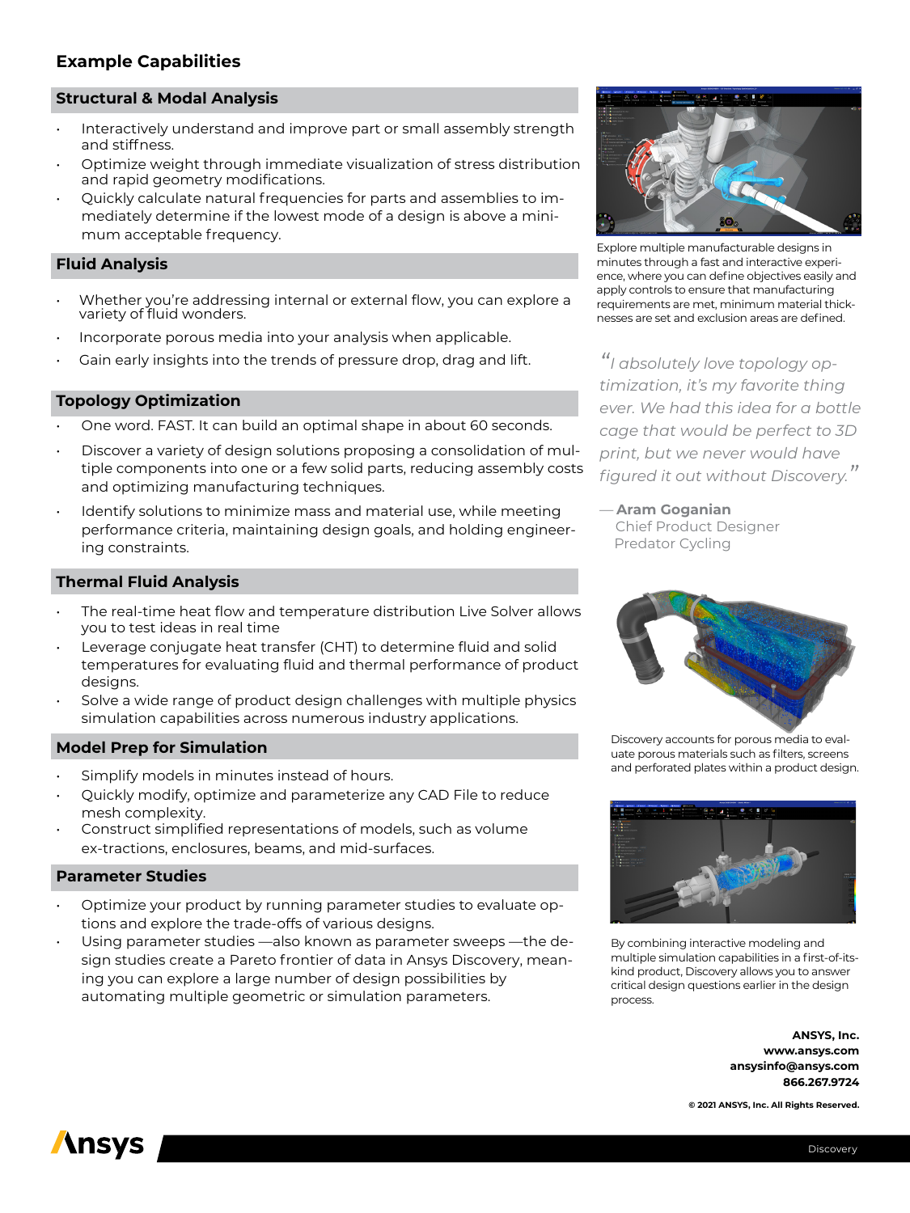## Example Capabilities

### Structural & Modal Analysis

- Interactively understand and improve part or small assembly strength and stiffness.
- Optimize weight through immediate visualization of stress distribution and rapid geometry modifications.
- Quickly calculate natural frequencies for parts and assemblies to immediately determine if the lowest mode of a design is above a minimum acceptable frequency.

### Fluid Analysis

- Whether you're addressing internal or external flow, you can explore a variety of fluid wonders.
- Incorporate porous media into your analysis when applicable.
- Gain early insights into the trends of pressure drop, drag and lift.

### Topology Optimization

- One word. FAST. It can build an optimal shape in about 60 seconds.
- Discover a variety of design solutions proposing a consolidation of multiple components into one or a few solid parts, reducing assembly costs and optimizing manufacturing techniques.
- Identify solutions to minimize mass and material use, while meeting performance criteria, maintaining design goals, and holding engineering constraints.

### Thermal Fluid Analysis

- The real-time heat flow and temperature distribution Live Solver allows you to test ideas in real time
- Leverage conjugate heat transfer (CHT) to determine fluid and solid temperatures for evaluating fluid and thermal performance of product designs.
- Solve a wide range of product design challenges with multiple physics simulation capabilities across numerous industry applications.

### Model Prep for Simulation

- Simplify models in minutes instead of hours.
- Quickly modify, optimize and parameterize any CAD File to reduce mesh complexity.
- Construct simplified representations of models, such as volume ex-tractions, enclosures, beams, and mid-surfaces.

### Parameter Studies

- Optimize your product by running parameter studies to evaluate options and explore the trade-offs of various designs.
- Using parameter studies —also known as parameter sweeps —the design studies create a Pareto frontier of data in Ansys Discovery, meaning you can explore a large number of design possibilities by automating multiple geometric or simulation parameters.

Explore multiple manufacturable designs in minutes through a fast and interactive experience, where you can define objectives easily and apply controls to ensure that manufacturing requirements are met, minimum material thicknesses are set and exclusion areas are defined.

*"I absolutely love topology optimization, it's my favorite thing ever. We had this idea for a bottle cage that would be perfect to 3D print, but we never would have figured it out without Discovery."*

— **Aram Goganian**
Chief Product Designer
Predator Cycling

Discovery accounts for porous media to evaluate porous materials such as filters, screens and perforated plates within a product design.

By combining interactive modeling and multiple simulation capabilities in a first-of-its-kind product, Discovery allows you to answer critical design questions earlier in the design process.

**ANSYS, Inc.**
**www.ansys.com**
**ansysinfo@ansys.com**
**866.267.9724**

**© 2021 ANSYS, Inc. All Rights Reserved.**

Ansys

Discovery